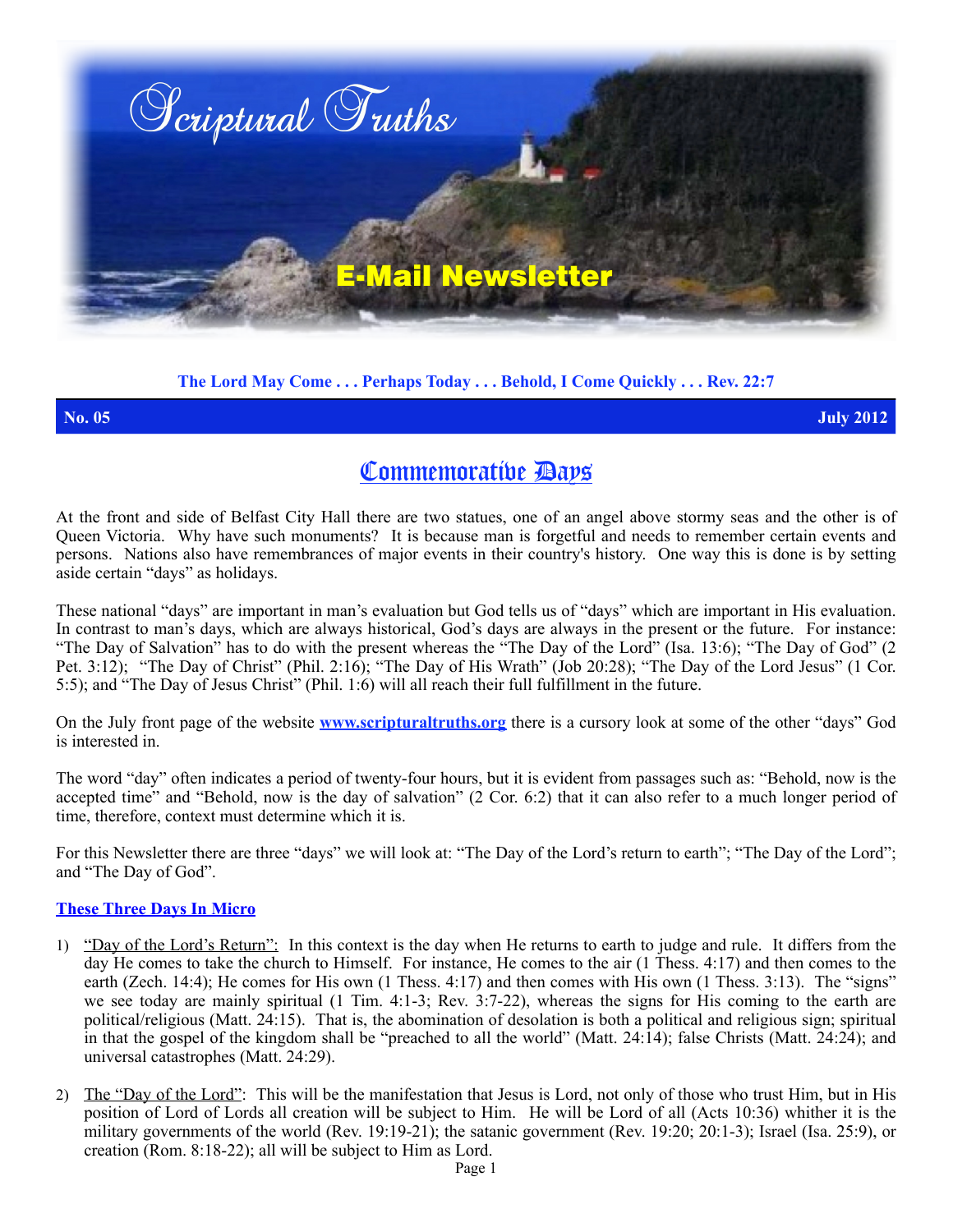# Scriptural Truths

## E-Mail Newsletter

**The Lord May Come . . . Perhaps Today . . . Behold, I Come Quickly . . . Rev. 22:7**

**No. 05** **July 2012**

## Commemorative Days

At the front and side of Belfast City Hall there are two statues, one of an angel above stormy seas and the other is of Queen Victoria. Why have such monuments? It is because man is forgetful and needs to remember certain events and persons. Nations also have remembrances of major events in their country's history. One way this is done is by setting aside certain "days" as holidays.

These national "days" are important in man's evaluation but God tells us of "days" which are important in His evaluation. In contrast to man's days, which are always historical, God's days are always in the present or the future. For instance: "The Day of Salvation" has to do with the present whereas the "The Day of the Lord" (Isa. 13:6); "The Day of God" (2 Pet. 3:12); "The Day of Christ" (Phil. 2:16); "The Day of His Wrath" (Job 20:28); "The Day of the Lord Jesus" (1 Cor. 5:5); and "The Day of Jesus Christ" (Phil. 1:6) will all reach their full fulfillment in the future.

On the July front page of the website **www.scripturaltruths.org** there is a cursory look at some of the other "days" God is interested in.

The word "day" often indicates a period of twenty-four hours, but it is evident from passages such as: "Behold, now is the accepted time" and "Behold, now is the day of salvation" (2 Cor. 6:2) that it can also refer to a much longer period of time, therefore, context must determine which it is.

For this Newsletter there are three "days" we will look at: "The Day of the Lord's return to earth"; "The Day of the Lord"; and "The Day of God".

### These Three Days In Micro

1) "Day of the Lord's Return": In this context is the day when He returns to earth to judge and rule. It differs from the day He comes to take the church to Himself. For instance, He comes to the air (1 Thess. 4:17) and then comes to the earth (Zech. 14:4); He comes for His own (1 Thess. 4:17) and then comes with His own (1 Thess. 3:13). The "signs" we see today are mainly spiritual (1 Tim. 4:1-3; Rev. 3:7-22), whereas the signs for His coming to the earth are political/religious (Matt. 24:15). That is, the abomination of desolation is both a political and religious sign; spiritual in that the gospel of the kingdom shall be "preached to all the world" (Matt. 24:14); false Christs (Matt. 24:24); and universal catastrophes (Matt. 24:29).

2) The "Day of the Lord": This will be the manifestation that Jesus is Lord, not only of those who trust Him, but in His position of Lord of Lords all creation will be subject to Him. He will be Lord of all (Acts 10:36) whither it is the military governments of the world (Rev. 19:19-21); the satanic government (Rev. 19:20; 20:1-3); Israel (Isa. 25:9), or creation (Rom. 8:18-22); all will be subject to Him as Lord.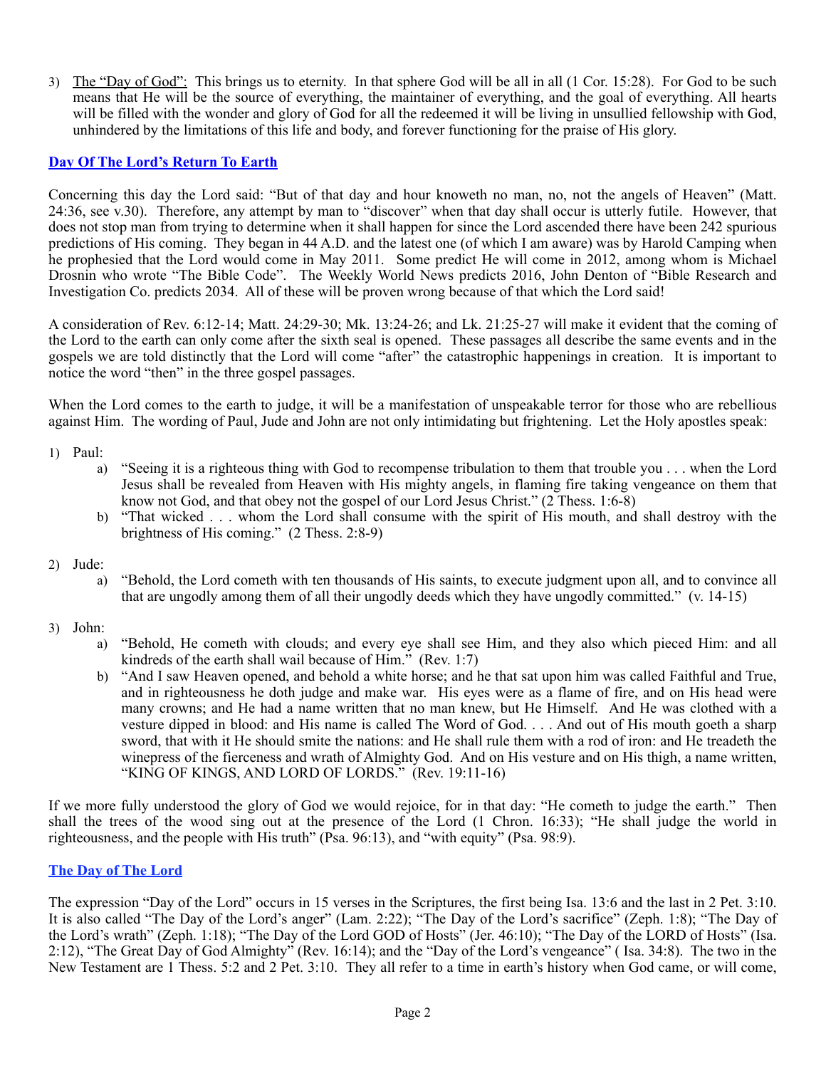3) The "Day of God": This brings us to eternity. In that sphere God will be all in all (1 Cor. 15:28). For God to be such means that He will be the source of everything, the maintainer of everything, and the goal of everything. All hearts will be filled with the wonder and glory of God for all the redeemed it will be living in unsullied fellowship with God, unhindered by the limitations of this life and body, and forever functioning for the praise of His glory.

## Day Of The Lord's Return To Earth

Concerning this day the Lord said: "But of that day and hour knoweth no man, no, not the angels of Heaven" (Matt. 24:36, see v.30). Therefore, any attempt by man to "discover" when that day shall occur is utterly futile. However, that does not stop man from trying to determine when it shall happen for since the Lord ascended there have been 242 spurious predictions of His coming. They began in 44 A.D. and the latest one (of which I am aware) was by Harold Camping when he prophesied that the Lord would come in May 2011. Some predict He will come in 2012, among whom is Michael Drosnin who wrote "The Bible Code". The Weekly World News predicts 2016, John Denton of "Bible Research and Investigation Co. predicts 2034. All of these will be proven wrong because of that which the Lord said!

A consideration of Rev. 6:12-14; Matt. 24:29-30; Mk. 13:24-26; and Lk. 21:25-27 will make it evident that the coming of the Lord to the earth can only come after the sixth seal is opened. These passages all describe the same events and in the gospels we are told distinctly that the Lord will come "after" the catastrophic happenings in creation. It is important to notice the word "then" in the three gospel passages.

When the Lord comes to the earth to judge, it will be a manifestation of unspeakable terror for those who are rebellious against Him. The wording of Paul, Jude and John are not only intimidating but frightening. Let the Holy apostles speak:

1) Paul:
    a) "Seeing it is a righteous thing with God to recompense tribulation to them that trouble you . . . when the Lord Jesus shall be revealed from Heaven with His mighty angels, in flaming fire taking vengeance on them that know not God, and that obey not the gospel of our Lord Jesus Christ." (2 Thess. 1:6-8)
    b) "That wicked . . . whom the Lord shall consume with the spirit of His mouth, and shall destroy with the brightness of His coming." (2 Thess. 2:8-9)

2) Jude:
    a) "Behold, the Lord cometh with ten thousands of His saints, to execute judgment upon all, and to convince all that are ungodly among them of all their ungodly deeds which they have ungodly committed." (v. 14-15)

3) John:
    a) "Behold, He cometh with clouds; and every eye shall see Him, and they also which pierced Him: and all kindreds of the earth shall wail because of Him." (Rev. 1:7)
    b) "And I saw Heaven opened, and behold a white horse; and he that sat upon him was called Faithful and True, and in righteousness he doth judge and make war. His eyes were as a flame of fire, and on His head were many crowns; and He had a name written that no man knew, but He Himself. And He was clothed with a vesture dipped in blood: and His name is called The Word of God. . . . And out of His mouth goeth a sharp sword, that with it He should smite the nations: and He shall rule them with a rod of iron: and He treadeth the winepress of the fierceness and wrath of Almighty God. And on His vesture and on His thigh, a name written, "KING OF KINGS, AND LORD OF LORDS." (Rev. 19:11-16)

If we more fully understood the glory of God we would rejoice, for in that day: "He cometh to judge the earth." Then shall the trees of the wood sing out at the presence of the Lord (1 Chron. 16:33); "He shall judge the world in righteousness, and the people with His truth" (Psa. 96:13), and "with equity" (Psa. 98:9).

## The Day of The Lord

The expression "Day of the Lord" occurs in 15 verses in the Scriptures, the first being Isa. 13:6 and the last in 2 Pet. 3:10. It is also called "The Day of the Lord's anger" (Lam. 2:22); "The Day of the Lord's sacrifice" (Zeph. 1:8); "The Day of the Lord's wrath" (Zeph. 1:18); "The Day of the Lord GOD of Hosts" (Jer. 46:10); "The Day of the LORD of Hosts" (Isa. 2:12), "The Great Day of God Almighty" (Rev. 16:14); and the "Day of the Lord's vengeance" ( Isa. 34:8). The two in the New Testament are 1 Thess. 5:2 and 2 Pet. 3:10. They all refer to a time in earth's history when God came, or will come,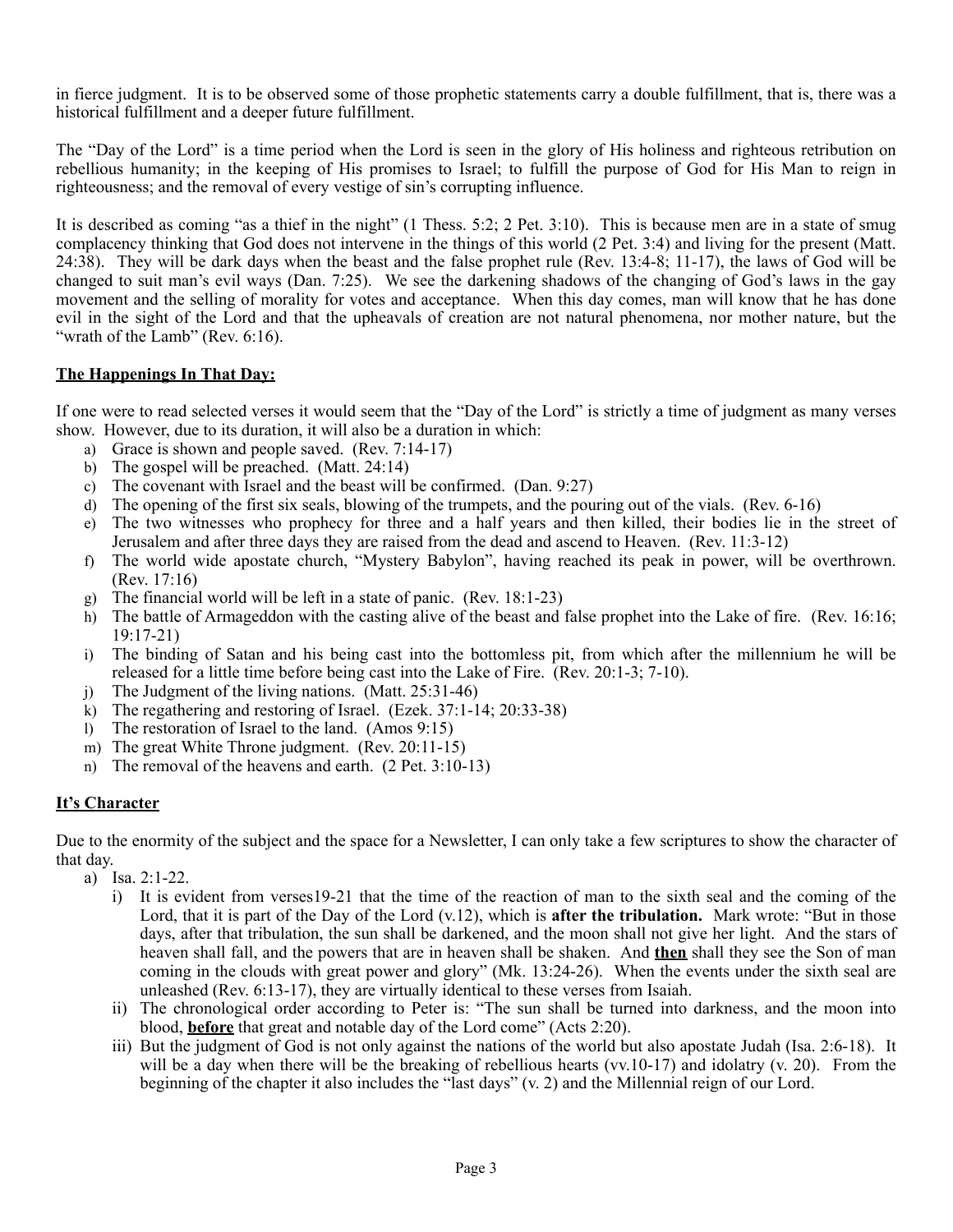in fierce judgment. It is to be observed some of those prophetic statements carry a double fulfillment, that is, there was a historical fulfillment and a deeper future fulfillment.

The "Day of the Lord" is a time period when the Lord is seen in the glory of His holiness and righteous retribution on rebellious humanity; in the keeping of His promises to Israel; to fulfill the purpose of God for His Man to reign in righteousness; and the removal of every vestige of sin's corrupting influence.

It is described as coming "as a thief in the night" (1 Thess. 5:2; 2 Pet. 3:10). This is because men are in a state of smug complacency thinking that God does not intervene in the things of this world (2 Pet. 3:4) and living for the present (Matt. 24:38). They will be dark days when the beast and the false prophet rule (Rev. 13:4-8; 11-17), the laws of God will be changed to suit man's evil ways (Dan. 7:25). We see the darkening shadows of the changing of God's laws in the gay movement and the selling of morality for votes and acceptance. When this day comes, man will know that he has done evil in the sight of the Lord and that the upheavals of creation are not natural phenomena, nor mother nature, but the "wrath of the Lamb" (Rev. 6:16).

**<u>The Happenings In That Day:</u>**

If one were to read selected verses it would seem that the "Day of the Lord" is strictly a time of judgment as many verses show. However, due to its duration, it will also be a duration in which:

a) Grace is shown and people saved. (Rev. 7:14-17)
b) The gospel will be preached. (Matt. 24:14)
c) The covenant with Israel and the beast will be confirmed. (Dan. 9:27)
d) The opening of the first six seals, blowing of the trumpets, and the pouring out of the vials. (Rev. 6-16)
e) The two witnesses who prophecy for three and a half years and then killed, their bodies lie in the street of Jerusalem and after three days they are raised from the dead and ascend to Heaven. (Rev. 11:3-12)
f) The world wide apostate church, "Mystery Babylon", having reached its peak in power, will be overthrown. (Rev. 17:16)
g) The financial world will be left in a state of panic. (Rev. 18:1-23)
h) The battle of Armageddon with the casting alive of the beast and false prophet into the Lake of fire. (Rev. 16:16; 19:17-21)
i) The binding of Satan and his being cast into the bottomless pit, from which after the millennium he will be released for a little time before being cast into the Lake of Fire. (Rev. 20:1-3; 7-10).
j) The Judgment of the living nations. (Matt. 25:31-46)
k) The regathering and restoring of Israel. (Ezek. 37:1-14; 20:33-38)
l) The restoration of Israel to the land. (Amos 9:15)
m) The great White Throne judgment. (Rev. 20:11-15)
n) The removal of the heavens and earth. (2 Pet. 3:10-13)

**<u>It's Character</u>**

Due to the enormity of the subject and the space for a Newsletter, I can only take a few scriptures to show the character of that day.

a) Isa. 2:1-22.
   i) It is evident from verses19-21 that the time of the reaction of man to the sixth seal and the coming of the Lord, that it is part of the Day of the Lord (v.12), which is **after the tribulation.** Mark wrote: "But in those days, after that tribulation, the sun shall be darkened, and the moon shall not give her light. And the stars of heaven shall fall, and the powers that are in heaven shall be shaken. And **<u>then</u>** shall they see the Son of man coming in the clouds with great power and glory" (Mk. 13:24-26). When the events under the sixth seal are unleashed (Rev. 6:13-17), they are virtually identical to these verses from Isaiah.
   ii) The chronological order according to Peter is: "The sun shall be turned into darkness, and the moon into blood, **<u>before</u>** that great and notable day of the Lord come" (Acts 2:20).
   iii) But the judgment of God is not only against the nations of the world but also apostate Judah (Isa. 2:6-18). It will be a day when there will be the breaking of rebellious hearts (vv.10-17) and idolatry (v. 20). From the beginning of the chapter it also includes the "last days" (v. 2) and the Millennial reign of our Lord.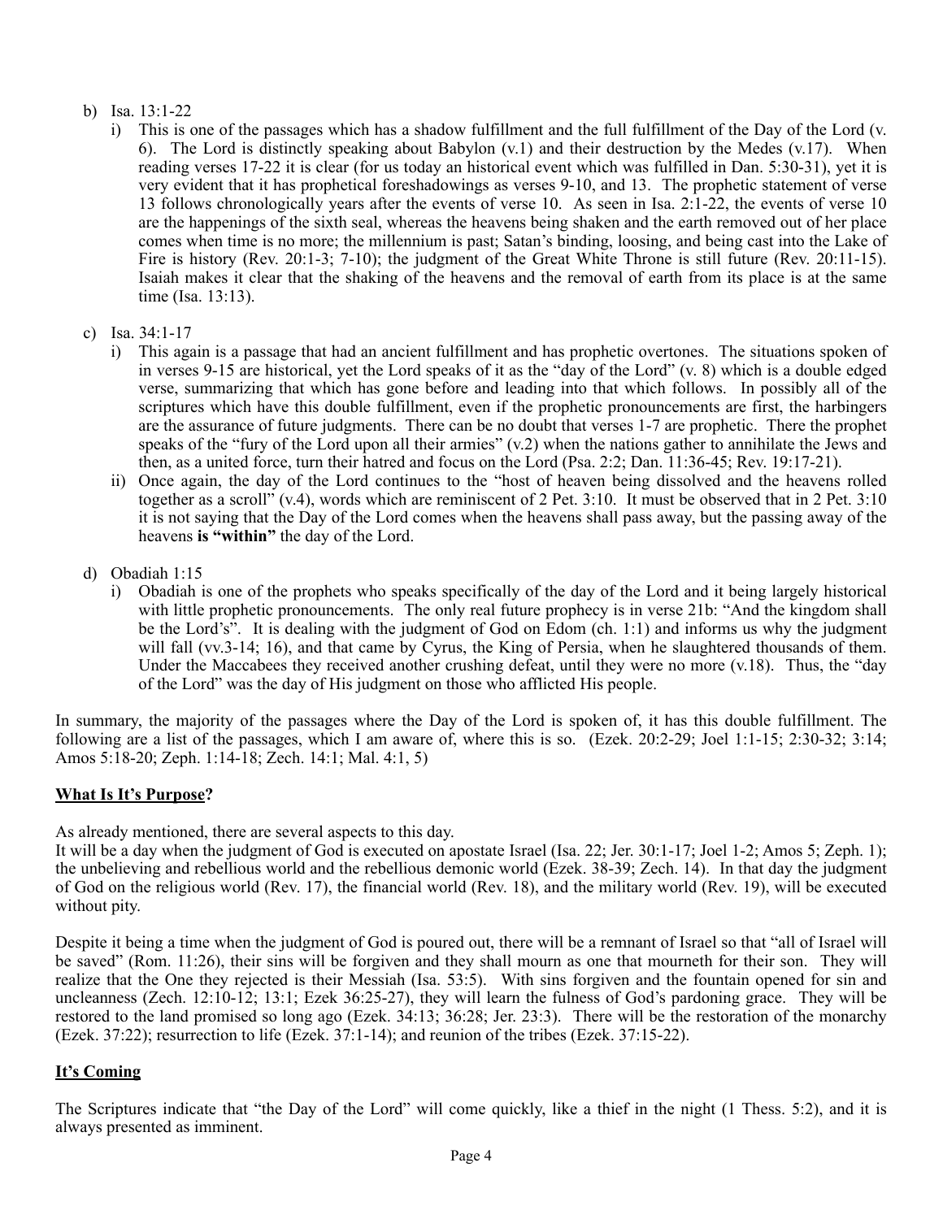b) Isa. 13:1-22

   i) This is one of the passages which has a shadow fulfillment and the full fulfillment of the Day of the Lord (v. 6). The Lord is distinctly speaking about Babylon (v.1) and their destruction by the Medes (v.17). When reading verses 17-22 it is clear (for us today an historical event which was fulfilled in Dan. 5:30-31), yet it is very evident that it has prophetical foreshadowings as verses 9-10, and 13. The prophetic statement of verse 13 follows chronologically years after the events of verse 10. As seen in Isa. 2:1-22, the events of verse 10 are the happenings of the sixth seal, whereas the heavens being shaken and the earth removed out of her place comes when time is no more; the millennium is past; Satan's binding, loosing, and being cast into the Lake of Fire is history (Rev. 20:1-3; 7-10); the judgment of the Great White Throne is still future (Rev. 20:11-15). Isaiah makes it clear that the shaking of the heavens and the removal of earth from its place is at the same time (Isa. 13:13).

c) Isa. 34:1-17

   i) This again is a passage that had an ancient fulfillment and has prophetic overtones. The situations spoken of in verses 9-15 are historical, yet the Lord speaks of it as the "day of the Lord" (v. 8) which is a double edged verse, summarizing that which has gone before and leading into that which follows. In possibly all of the scriptures which have this double fulfillment, even if the prophetic pronouncements are first, the harbingers are the assurance of future judgments. There can be no doubt that verses 1-7 are prophetic. There the prophet speaks of the "fury of the Lord upon all their armies" (v.2) when the nations gather to annihilate the Jews and then, as a united force, turn their hatred and focus on the Lord (Psa. 2:2; Dan. 11:36-45; Rev. 19:17-21).

   ii) Once again, the day of the Lord continues to the "host of heaven being dissolved and the heavens rolled together as a scroll" (v.4), words which are reminiscent of 2 Pet. 3:10. It must be observed that in 2 Pet. 3:10 it is not saying that the Day of the Lord comes when the heavens shall pass away, but the passing away of the heavens **is "within"** the day of the Lord.

d) Obadiah 1:15

   i) Obadiah is one of the prophets who speaks specifically of the day of the Lord and it being largely historical with little prophetic pronouncements. The only real future prophecy is in verse 21b: "And the kingdom shall be the Lord's". It is dealing with the judgment of God on Edom (ch. 1:1) and informs us why the judgment will fall (vv.3-14; 16), and that came by Cyrus, the King of Persia, when he slaughtered thousands of them. Under the Maccabees they received another crushing defeat, until they were no more (v.18). Thus, the "day of the Lord" was the day of His judgment on those who afflicted His people.

In summary, the majority of the passages where the Day of the Lord is spoken of, it has this double fulfillment. The following are a list of the passages, which I am aware of, where this is so. (Ezek. 20:2-29; Joel 1:1-15; 2:30-32; 3:14; Amos 5:18-20; Zeph. 1:14-18; Zech. 14:1; Mal. 4:1, 5)

**<u>What Is It's Purpose</u>?**

As already mentioned, there are several aspects to this day.
It will be a day when the judgment of God is executed on apostate Israel (Isa. 22; Jer. 30:1-17; Joel 1-2; Amos 5; Zeph. 1); the unbelieving and rebellious world and the rebellious demonic world (Ezek. 38-39; Zech. 14). In that day the judgment of God on the religious world (Rev. 17), the financial world (Rev. 18), and the military world (Rev. 19), will be executed without pity.

Despite it being a time when the judgment of God is poured out, there will be a remnant of Israel so that "all of Israel will be saved" (Rom. 11:26), their sins will be forgiven and they shall mourn as one that mourneth for their son. They will realize that the One they rejected is their Messiah (Isa. 53:5). With sins forgiven and the fountain opened for sin and uncleanness (Zech. 12:10-12; 13:1; Ezek 36:25-27), they will learn the fulness of God's pardoning grace. They will be restored to the land promised so long ago (Ezek. 34:13; 36:28; Jer. 23:3). There will be the restoration of the monarchy (Ezek. 37:22); resurrection to life (Ezek. 37:1-14); and reunion of the tribes (Ezek. 37:15-22).

**<u>It's Coming</u>**

The Scriptures indicate that "the Day of the Lord" will come quickly, like a thief in the night (1 Thess. 5:2), and it is always presented as imminent.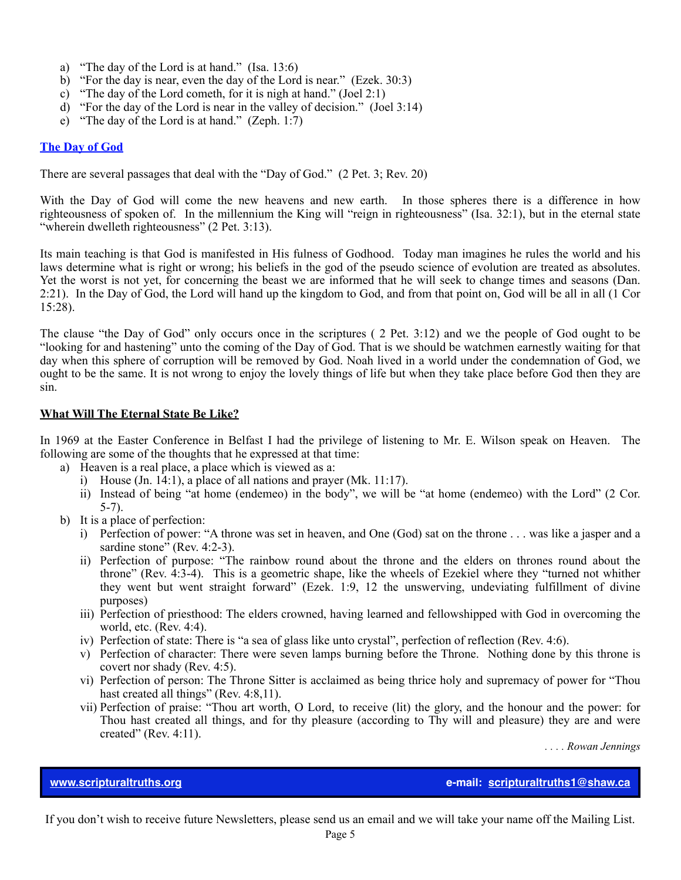a) “The day of the Lord is at hand.” (Isa. 13:6)
b) “For the day is near, even the day of the Lord is near.” (Ezek. 30:3)
c) “The day of the Lord cometh, for it is nigh at hand.” (Joel 2:1)
d) “For the day of the Lord is near in the valley of decision.” (Joel 3:14)
e) “The day of the Lord is at hand.” (Zeph. 1:7)

## The Day of God

There are several passages that deal with the “Day of God.” (2 Pet. 3; Rev. 20)

With the Day of God will come the new heavens and new earth. In those spheres there is a difference in how righteousness of spoken of. In the millennium the King will “reign in righteousness” (Isa. 32:1), but in the eternal state “wherein dwelleth righteousness” (2 Pet. 3:13).

Its main teaching is that God is manifested in His fulness of Godhood. Today man imagines he rules the world and his laws determine what is right or wrong; his beliefs in the god of the pseudo science of evolution are treated as absolutes. Yet the worst is not yet, for concerning the beast we are informed that he will seek to change times and seasons (Dan. 2:21). In the Day of God, the Lord will hand up the kingdom to God, and from that point on, God will be all in all (1 Cor 15:28).

The clause “the Day of God” only occurs once in the scriptures ( 2 Pet. 3:12) and we the people of God ought to be “looking for and hastening” unto the coming of the Day of God. That is we should be watchmen earnestly waiting for that day when this sphere of corruption will be removed by God. Noah lived in a world under the condemnation of God, we ought to be the same. It is not wrong to enjoy the lovely things of life but when they take place before God then they are sin.

## What Will The Eternal State Be Like?

In 1969 at the Easter Conference in Belfast I had the privilege of listening to Mr. E. Wilson speak on Heaven. The following are some of the thoughts that he expressed at that time:

a) Heaven is a real place, a place which is viewed as a:
   i) House (Jn. 14:1), a place of all nations and prayer (Mk. 11:17).
   ii) Instead of being “at home (endemeo) in the body”, we will be “at home (endemeo) with the Lord” (2 Cor. 5-7).
b) It is a place of perfection:
   i) Perfection of power: “A throne was set in heaven, and One (God) sat on the throne . . . was like a jasper and a sardine stone” (Rev. 4:2-3).
   ii) Perfection of purpose: “The rainbow round about the throne and the elders on thrones round about the throne” (Rev. 4:3-4). This is a geometric shape, like the wheels of Ezekiel where they “turned not whither they went but went straight forward” (Ezek. 1:9, 12 the unswerving, undeviating fulfillment of divine purposes)
   iii) Perfection of priesthood: The elders crowned, having learned and fellowshipped with God in overcoming the world, etc. (Rev. 4:4).
   iv) Perfection of state: There is “a sea of glass like unto crystal”, perfection of reflection (Rev. 4:6).
   v) Perfection of character: There were seven lamps burning before the Throne. Nothing done by this throne is covert nor shady (Rev. 4:5).
   vi) Perfection of person: The Throne Sitter is acclaimed as being thrice holy and supremacy of power for “Thou hast created all things” (Rev. 4:8,11).
   vii) Perfection of praise: “Thou art worth, O Lord, to receive (lit) the glory, and the honour and the power: for Thou hast created all things, and for thy pleasure (according to Thy will and pleasure) they are and were created” (Rev. 4:11).

*. . . . Rowan Jennings*

**www.scripturaltruths.org** **e-mail: scripturaltruths1@shaw.ca**

If you don’t wish to receive future Newsletters, please send us an email and we will take your name off the Mailing List.